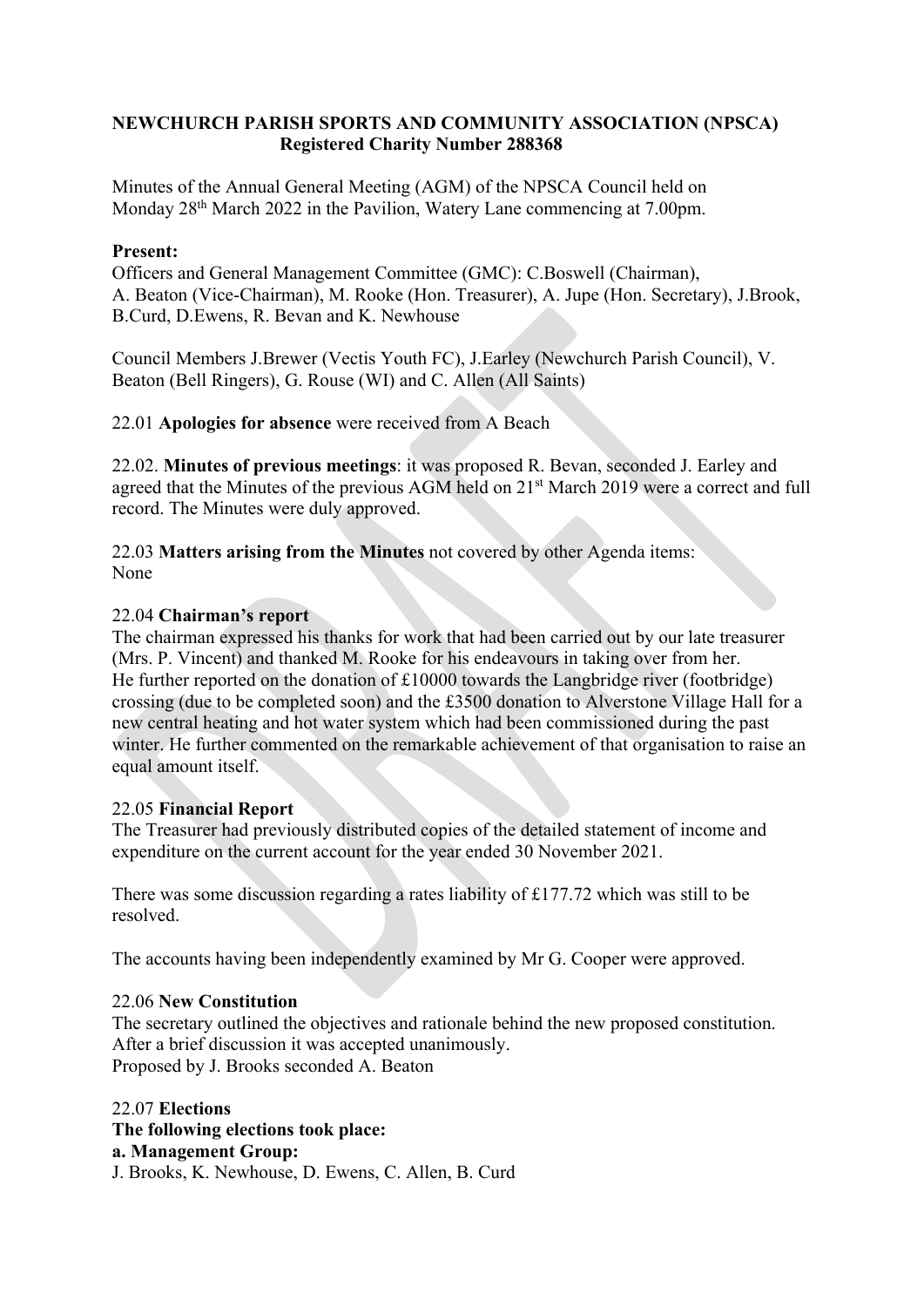**NEWCHURCH PARISH SPORTS AND COMMUNITY ASSOCIATION (NPSCA)**
**Registered Charity Number 288368**

Minutes of the Annual General Meeting (AGM) of the NPSCA Council held on Monday 28th March 2022 in the Pavilion, Watery Lane commencing at 7.00pm.

**Present:**
Officers and General Management Committee (GMC): C.Boswell (Chairman), A. Beaton (Vice-Chairman), M. Rooke (Hon. Treasurer), A. Jupe (Hon. Secretary), J.Brook, B.Curd, D.Ewens, R. Bevan and K. Newhouse

Council Members J.Brewer (Vectis Youth FC), J.Earley (Newchurch Parish Council), V. Beaton (Bell Ringers), G. Rouse (WI) and C. Allen (All Saints)

22.01 **Apologies for absence** were received from A Beach

22.02. **Minutes of previous meetings**: it was proposed R. Bevan, seconded J. Earley and agreed that the Minutes of the previous AGM held on 21st March 2019 were a correct and full record. The Minutes were duly approved.

22.03 **Matters arising from the Minutes** not covered by other Agenda items:
None

22.04 **Chairman's report**
The chairman expressed his thanks for work that had been carried out by our late treasurer (Mrs. P. Vincent) and thanked M. Rooke for his endeavours in taking over from her.
He further reported on the donation of £10000 towards the Langbridge river (footbridge) crossing (due to be completed soon) and the £3500 donation to Alverstone Village Hall for a new central heating and hot water system which had been commissioned during the past winter. He further commented on the remarkable achievement of that organisation to raise an equal amount itself.

22.05 **Financial Report**
The Treasurer had previously distributed copies of the detailed statement of income and expenditure on the current account for the year ended 30 November 2021.

There was some discussion regarding a rates liability of £177.72 which was still to be resolved.

The accounts having been independently examined by Mr G. Cooper were approved.

22.06 **New Constitution**
The secretary outlined the objectives and rationale behind the new proposed constitution.
After a brief discussion it was accepted unanimously.
Proposed by J. Brooks seconded A. Beaton

22.07 **Elections**
**The following elections took place:**
**a. Management Group:**
J. Brooks, K. Newhouse, D. Ewens, C. Allen, B. Curd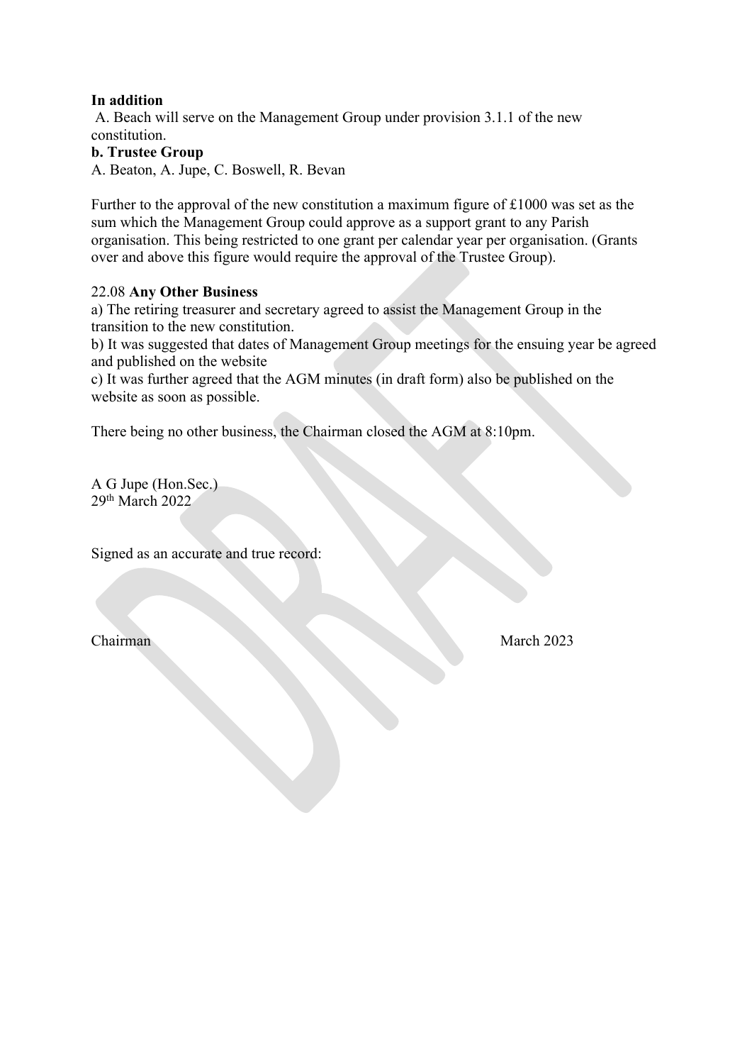**In addition**

A. Beach will serve on the Management Group under provision 3.1.1 of the new constitution.

**b. Trustee Group**

A. Beaton, A. Jupe, C. Boswell, R. Bevan

Further to the approval of the new constitution a maximum figure of £1000 was set as the sum which the Management Group could approve as a support grant to any Parish organisation. This being restricted to one grant per calendar year per organisation. (Grants over and above this figure would require the approval of the Trustee Group).

22.08 **Any Other Business**

a) The retiring treasurer and secretary agreed to assist the Management Group in the transition to the new constitution.
b) It was suggested that dates of Management Group meetings for the ensuing year be agreed and published on the website
c) It was further agreed that the AGM minutes (in draft form) also be published on the website as soon as possible.

There being no other business, the Chairman closed the AGM at 8:10pm.

A G Jupe (Hon.Sec.)
29th March 2022

Signed as an accurate and true record:

Chairman                                                                 March 2023